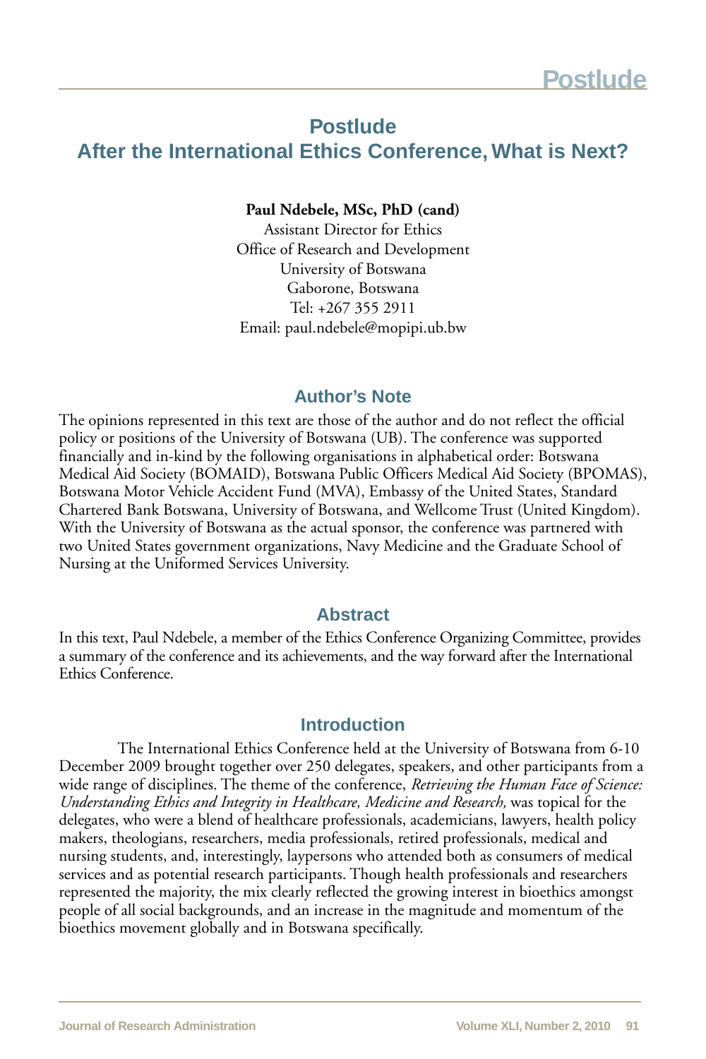# Postlude
## After the International Ethics Conference, What is Next?

**Paul Ndebele, MSc, PhD (cand)**
Assistant Director for Ethics
Office of Research and Development
University of Botswana
Gaborone, Botswana
Tel: +267 355 2911
Email: paul.ndebele@mopipi.ub.bw

### Author's Note

The opinions represented in this text are those of the author and do not reflect the official policy or positions of the University of Botswana (UB). The conference was supported financially and in-kind by the following organisations in alphabetical order: Botswana Medical Aid Society (BOMAID), Botswana Public Officers Medical Aid Society (BPOMAS), Botswana Motor Vehicle Accident Fund (MVA), Embassy of the United States, Standard Chartered Bank Botswana, University of Botswana, and Wellcome Trust (United Kingdom). With the University of Botswana as the actual sponsor, the conference was partnered with two United States government organizations, Navy Medicine and the Graduate School of Nursing at the Uniformed Services University.

### Abstract

In this text, Paul Ndebele, a member of the Ethics Conference Organizing Committee, provides a summary of the conference and its achievements, and the way forward after the International Ethics Conference.

### Introduction

The International Ethics Conference held at the University of Botswana from 6-10 December 2009 brought together over 250 delegates, speakers, and other participants from a wide range of disciplines. The theme of the conference, *Retrieving the Human Face of Science: Understanding Ethics and Integrity in Healthcare, Medicine and Research,* was topical for the delegates, who were a blend of healthcare professionals, academicians, lawyers, health policy makers, theologians, researchers, media professionals, retired professionals, medical and nursing students, and, interestingly, laypersons who attended both as consumers of medical services and as potential research participants. Though health professionals and researchers represented the majority, the mix clearly reflected the growing interest in bioethics amongst people of all social backgrounds, and an increase in the magnitude and momentum of the bioethics movement globally and in Botswana specifically.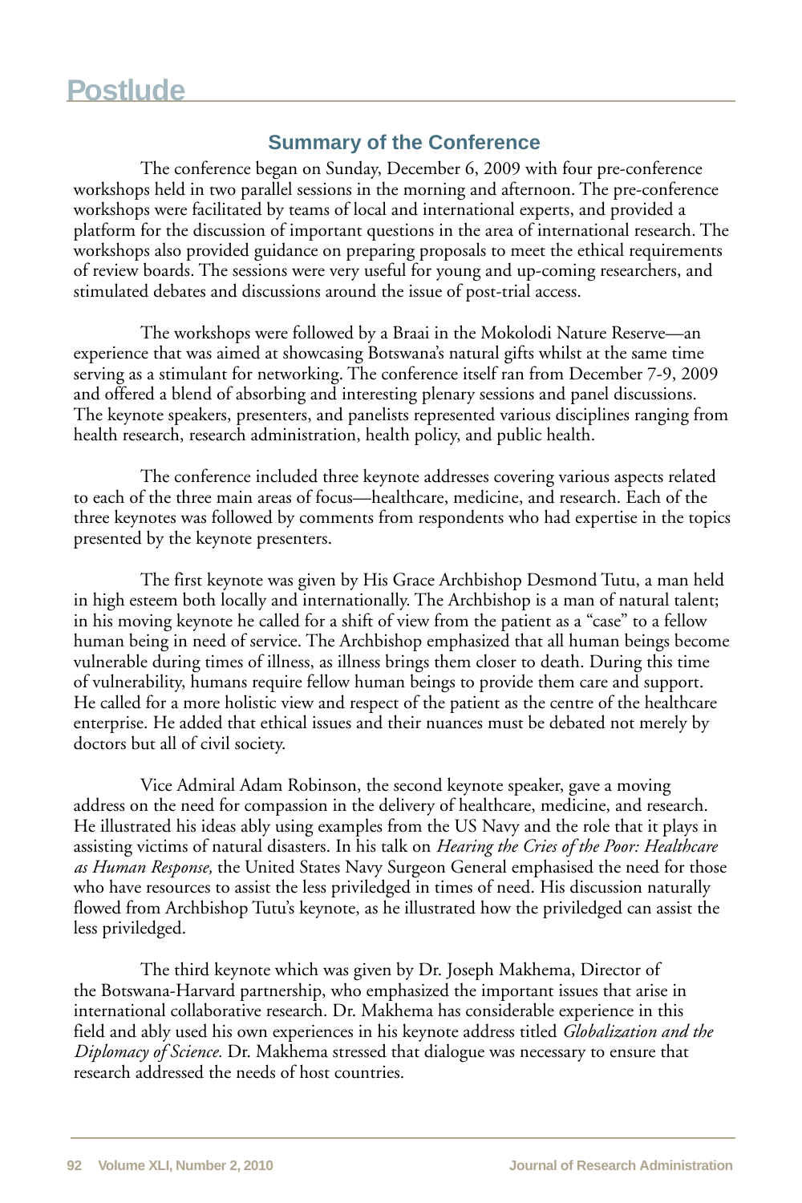# Postlude

## Summary of the Conference

The conference began on Sunday, December 6, 2009 with four pre-conference workshops held in two parallel sessions in the morning and afternoon. The pre-conference workshops were facilitated by teams of local and international experts, and provided a platform for the discussion of important questions in the area of international research. The workshops also provided guidance on preparing proposals to meet the ethical requirements of review boards. The sessions were very useful for young and up-coming researchers, and stimulated debates and discussions around the issue of post-trial access.

The workshops were followed by a Braai in the Mokolodi Nature Reserve—an experience that was aimed at showcasing Botswana's natural gifts whilst at the same time serving as a stimulant for networking. The conference itself ran from December 7-9, 2009 and offered a blend of absorbing and interesting plenary sessions and panel discussions. The keynote speakers, presenters, and panelists represented various disciplines ranging from health research, research administration, health policy, and public health.

The conference included three keynote addresses covering various aspects related to each of the three main areas of focus—healthcare, medicine, and research. Each of the three keynotes was followed by comments from respondents who had expertise in the topics presented by the keynote presenters.

The first keynote was given by His Grace Archbishop Desmond Tutu, a man held in high esteem both locally and internationally. The Archbishop is a man of natural talent; in his moving keynote he called for a shift of view from the patient as a "case" to a fellow human being in need of service. The Archbishop emphasized that all human beings become vulnerable during times of illness, as illness brings them closer to death. During this time of vulnerability, humans require fellow human beings to provide them care and support. He called for a more holistic view and respect of the patient as the centre of the healthcare enterprise. He added that ethical issues and their nuances must be debated not merely by doctors but all of civil society.

Vice Admiral Adam Robinson, the second keynote speaker, gave a moving address on the need for compassion in the delivery of healthcare, medicine, and research. He illustrated his ideas ably using examples from the US Navy and the role that it plays in assisting victims of natural disasters. In his talk on *Hearing the Cries of the Poor: Healthcare as Human Response,* the United States Navy Surgeon General emphasised the need for those who have resources to assist the less priviledged in times of need. His discussion naturally flowed from Archbishop Tutu's keynote, as he illustrated how the priviledged can assist the less priviledged.

The third keynote which was given by Dr. Joseph Makhema, Director of the Botswana-Harvard partnership, who emphasized the important issues that arise in international collaborative research. Dr. Makhema has considerable experience in this field and ably used his own experiences in his keynote address titled *Globalization and the Diplomacy of Science.* Dr. Makhema stressed that dialogue was necessary to ensure that research addressed the needs of host countries.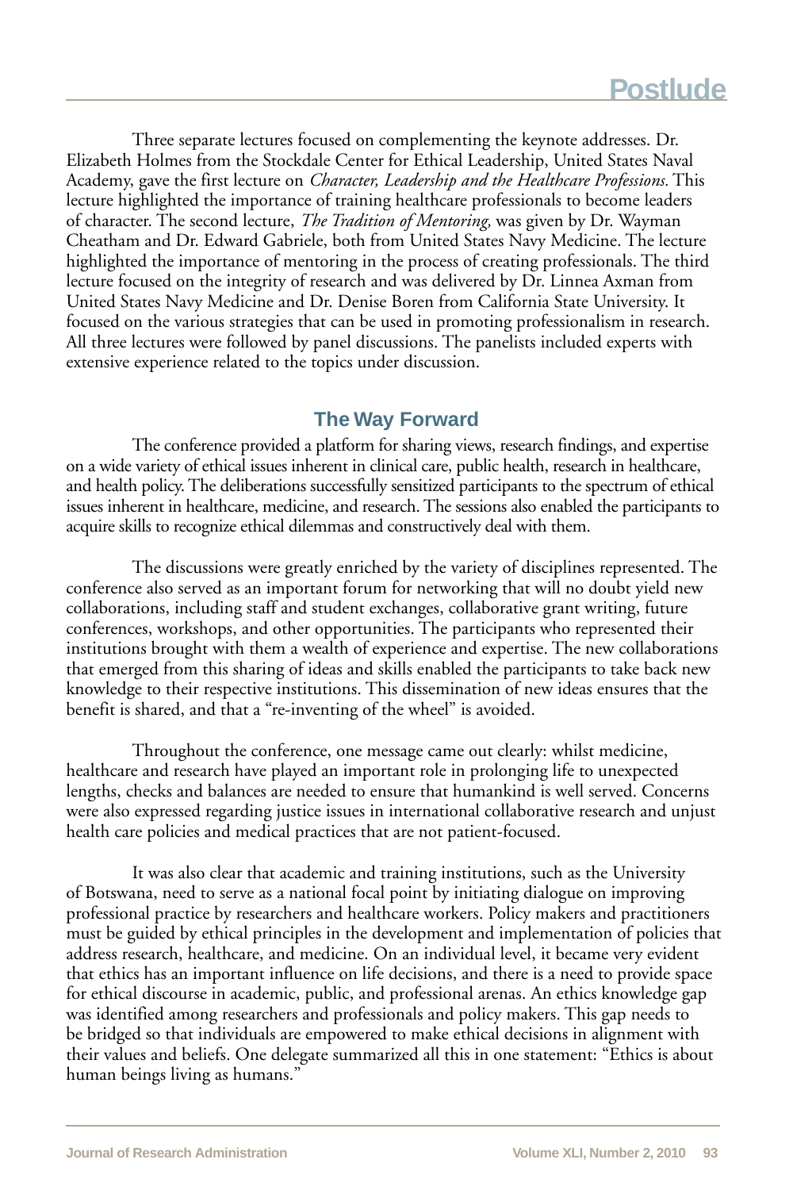Three separate lectures focused on complementing the keynote addresses. Dr. Elizabeth Holmes from the Stockdale Center for Ethical Leadership, United States Naval Academy, gave the first lecture on *Character, Leadership and the Healthcare Professions.* This lecture highlighted the importance of training healthcare professionals to become leaders of character. The second lecture, *The Tradition of Mentoring,* was given by Dr. Wayman Cheatham and Dr. Edward Gabriele, both from United States Navy Medicine. The lecture highlighted the importance of mentoring in the process of creating professionals. The third lecture focused on the integrity of research and was delivered by Dr. Linnea Axman from United States Navy Medicine and Dr. Denise Boren from California State University. It focused on the various strategies that can be used in promoting professionalism in research. All three lectures were followed by panel discussions. The panelists included experts with extensive experience related to the topics under discussion.

## The Way Forward

The conference provided a platform for sharing views, research findings, and expertise on a wide variety of ethical issues inherent in clinical care, public health, research in healthcare, and health policy. The deliberations successfully sensitized participants to the spectrum of ethical issues inherent in healthcare, medicine, and research. The sessions also enabled the participants to acquire skills to recognize ethical dilemmas and constructively deal with them.

The discussions were greatly enriched by the variety of disciplines represented. The conference also served as an important forum for networking that will no doubt yield new collaborations, including staff and student exchanges, collaborative grant writing, future conferences, workshops, and other opportunities. The participants who represented their institutions brought with them a wealth of experience and expertise. The new collaborations that emerged from this sharing of ideas and skills enabled the participants to take back new knowledge to their respective institutions. This dissemination of new ideas ensures that the benefit is shared, and that a "re-inventing of the wheel" is avoided.

Throughout the conference, one message came out clearly: whilst medicine, healthcare and research have played an important role in prolonging life to unexpected lengths, checks and balances are needed to ensure that humankind is well served. Concerns were also expressed regarding justice issues in international collaborative research and unjust health care policies and medical practices that are not patient-focused.

It was also clear that academic and training institutions, such as the University of Botswana, need to serve as a national focal point by initiating dialogue on improving professional practice by researchers and healthcare workers. Policy makers and practitioners must be guided by ethical principles in the development and implementation of policies that address research, healthcare, and medicine. On an individual level, it became very evident that ethics has an important influence on life decisions, and there is a need to provide space for ethical discourse in academic, public, and professional arenas. An ethics knowledge gap was identified among researchers and professionals and policy makers. This gap needs to be bridged so that individuals are empowered to make ethical decisions in alignment with their values and beliefs. One delegate summarized all this in one statement: "Ethics is about human beings living as humans."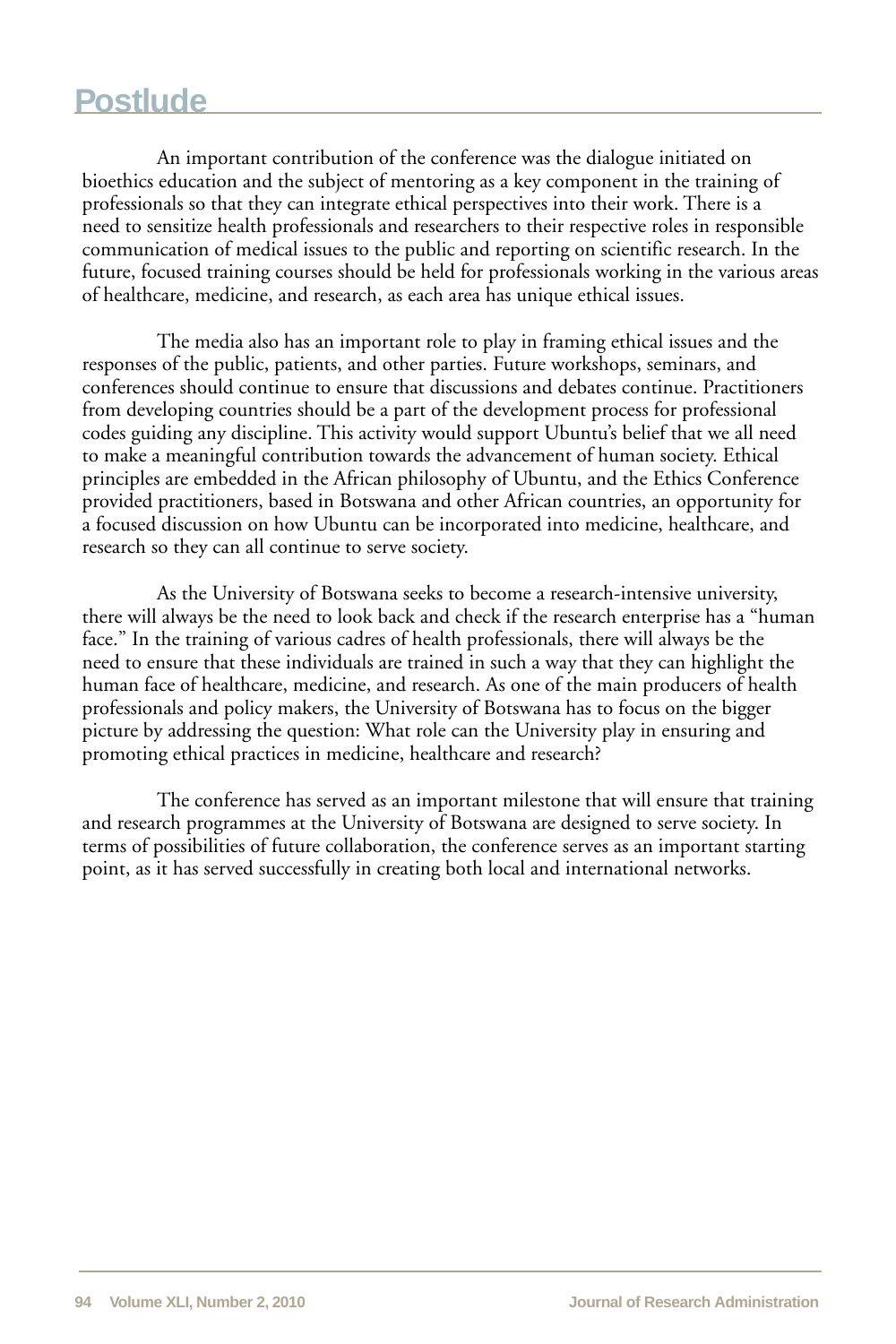# Postlude

An important contribution of the conference was the dialogue initiated on bioethics education and the subject of mentoring as a key component in the training of professionals so that they can integrate ethical perspectives into their work. There is a need to sensitize health professionals and researchers to their respective roles in responsible communication of medical issues to the public and reporting on scientific research. In the future, focused training courses should be held for professionals working in the various areas of healthcare, medicine, and research, as each area has unique ethical issues.

The media also has an important role to play in framing ethical issues and the responses of the public, patients, and other parties. Future workshops, seminars, and conferences should continue to ensure that discussions and debates continue. Practitioners from developing countries should be a part of the development process for professional codes guiding any discipline. This activity would support Ubuntu's belief that we all need to make a meaningful contribution towards the advancement of human society. Ethical principles are embedded in the African philosophy of Ubuntu, and the Ethics Conference provided practitioners, based in Botswana and other African countries, an opportunity for a focused discussion on how Ubuntu can be incorporated into medicine, healthcare, and research so they can all continue to serve society.

As the University of Botswana seeks to become a research-intensive university, there will always be the need to look back and check if the research enterprise has a "human face." In the training of various cadres of health professionals, there will always be the need to ensure that these individuals are trained in such a way that they can highlight the human face of healthcare, medicine, and research. As one of the main producers of health professionals and policy makers, the University of Botswana has to focus on the bigger picture by addressing the question: What role can the University play in ensuring and promoting ethical practices in medicine, healthcare and research?

The conference has served as an important milestone that will ensure that training and research programmes at the University of Botswana are designed to serve society. In terms of possibilities of future collaboration, the conference serves as an important starting point, as it has served successfully in creating both local and international networks.